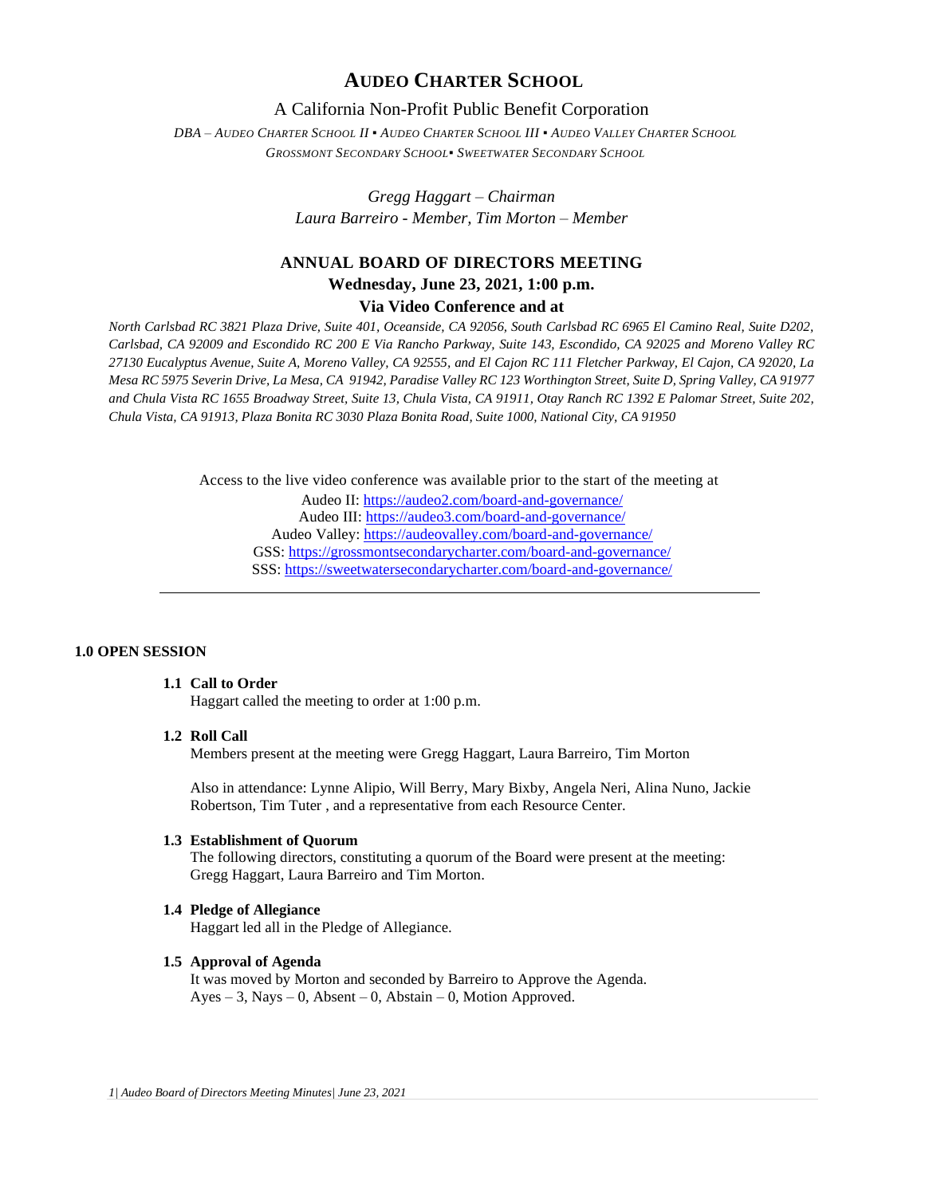# Audeo Charter School

A California Non-Profit Public Benefit Corporation

*DBA – Audeo Charter School II ▪ Audeo Charter School III ▪ Audeo Valley Charter School*
*Grossmont Secondary School▪ Sweetwater Secondary School*

*Gregg Haggart – Chairman*
*Laura Barreiro - Member, Tim Morton – Member*

## ANNUAL BOARD OF DIRECTORS MEETING

**Wednesday, June 23, 2021, 1:00 p.m.**

**Via Video Conference and at**

*North Carlsbad RC 3821 Plaza Drive, Suite 401, Oceanside, CA 92056, South Carlsbad RC 6965 El Camino Real, Suite D202, Carlsbad, CA 92009 and Escondido RC 200 E Via Rancho Parkway, Suite 143, Escondido, CA 92025 and Moreno Valley RC 27130 Eucalyptus Avenue, Suite A, Moreno Valley, CA 92555, and El Cajon RC 111 Fletcher Parkway, El Cajon, CA 92020, La Mesa RC 5975 Severin Drive, La Mesa, CA 91942, Paradise Valley RC 123 Worthington Street, Suite D, Spring Valley, CA 91977 and Chula Vista RC 1655 Broadway Street, Suite 13, Chula Vista, CA 91911, Otay Ranch RC 1392 E Palomar Street, Suite 202, Chula Vista, CA 91913, Plaza Bonita RC 3030 Plaza Bonita Road, Suite 1000, National City, CA 91950*

Access to the live video conference was available prior to the start of the meeting at
Audeo II: https://audeo2.com/board-and-governance/
Audeo III: https://audeo3.com/board-and-governance/
Audeo Valley: https://audeovalley.com/board-and-governance/
GSS: https://grossmontsecondarycharter.com/board-and-governance/
SSS: https://sweetwatersecondarycharter.com/board-and-governance/

---

### 1.0 OPEN SESSION

**1.1 Call to Order**
Haggart called the meeting to order at 1:00 p.m.

**1.2 Roll Call**
Members present at the meeting were Gregg Haggart, Laura Barreiro, Tim Morton

Also in attendance: Lynne Alipio, Will Berry, Mary Bixby, Angela Neri, Alina Nuno, Jackie Robertson, Tim Tuter , and a representative from each Resource Center.

**1.3 Establishment of Quorum**
The following directors, constituting a quorum of the Board were present at the meeting: Gregg Haggart, Laura Barreiro and Tim Morton.

**1.4 Pledge of Allegiance**
Haggart led all in the Pledge of Allegiance.

**1.5 Approval of Agenda**
It was moved by Morton and seconded by Barreiro to Approve the Agenda.
Ayes – 3, Nays – 0, Absent – 0, Abstain – 0, Motion Approved.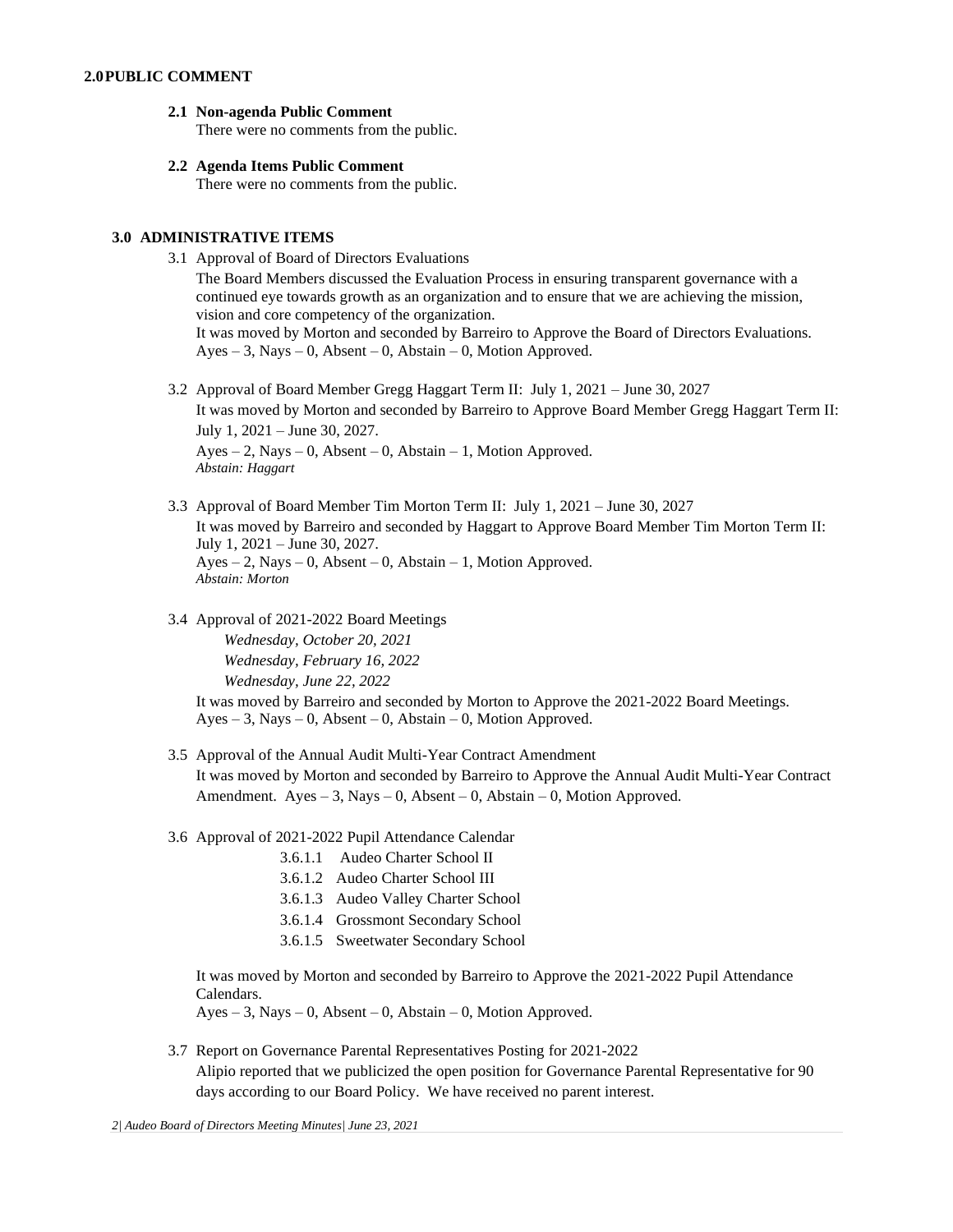## 2.0 PUBLIC COMMENT

**2.1 Non-agenda Public Comment**
There were no comments from the public.

**2.2 Agenda Items Public Comment**
There were no comments from the public.

## 3.0 ADMINISTRATIVE ITEMS

3.1 Approval of Board of Directors Evaluations

The Board Members discussed the Evaluation Process in ensuring transparent governance with a continued eye towards growth as an organization and to ensure that we are achieving the mission, vision and core competency of the organization.
It was moved by Morton and seconded by Barreiro to Approve the Board of Directors Evaluations.
Ayes – 3, Nays – 0, Absent – 0, Abstain – 0, Motion Approved.

3.2 Approval of Board Member Gregg Haggart Term II: July 1, 2021 – June 30, 2027

It was moved by Morton and seconded by Barreiro to Approve Board Member Gregg Haggart Term II: July 1, 2021 – June 30, 2027.
Ayes – 2, Nays – 0, Absent – 0, Abstain – 1, Motion Approved.
*Abstain: Haggart*

3.3 Approval of Board Member Tim Morton Term II: July 1, 2021 – June 30, 2027

It was moved by Barreiro and seconded by Haggart to Approve Board Member Tim Morton Term II: July 1, 2021 – June 30, 2027.
Ayes – 2, Nays – 0, Absent – 0, Abstain – 1, Motion Approved.
*Abstain: Morton*

3.4 Approval of 2021-2022 Board Meetings

*Wednesday, October 20, 2021*
*Wednesday, February 16, 2022*
*Wednesday, June 22, 2022*

It was moved by Barreiro and seconded by Morton to Approve the 2021-2022 Board Meetings.
Ayes – 3, Nays – 0, Absent – 0, Abstain – 0, Motion Approved.

3.5 Approval of the Annual Audit Multi-Year Contract Amendment

It was moved by Morton and seconded by Barreiro to Approve the Annual Audit Multi-Year Contract Amendment. Ayes – 3, Nays – 0, Absent – 0, Abstain – 0, Motion Approved.

3.6 Approval of 2021-2022 Pupil Attendance Calendar

3.6.1.1 Audeo Charter School II
3.6.1.2 Audeo Charter School III
3.6.1.3 Audeo Valley Charter School
3.6.1.4 Grossmont Secondary School
3.6.1.5 Sweetwater Secondary School

It was moved by Morton and seconded by Barreiro to Approve the 2021-2022 Pupil Attendance Calendars.
Ayes – 3, Nays – 0, Absent – 0, Abstain – 0, Motion Approved.

3.7 Report on Governance Parental Representatives Posting for 2021-2022

Alipio reported that we publicized the open position for Governance Parental Representative for 90 days according to our Board Policy. We have received no parent interest.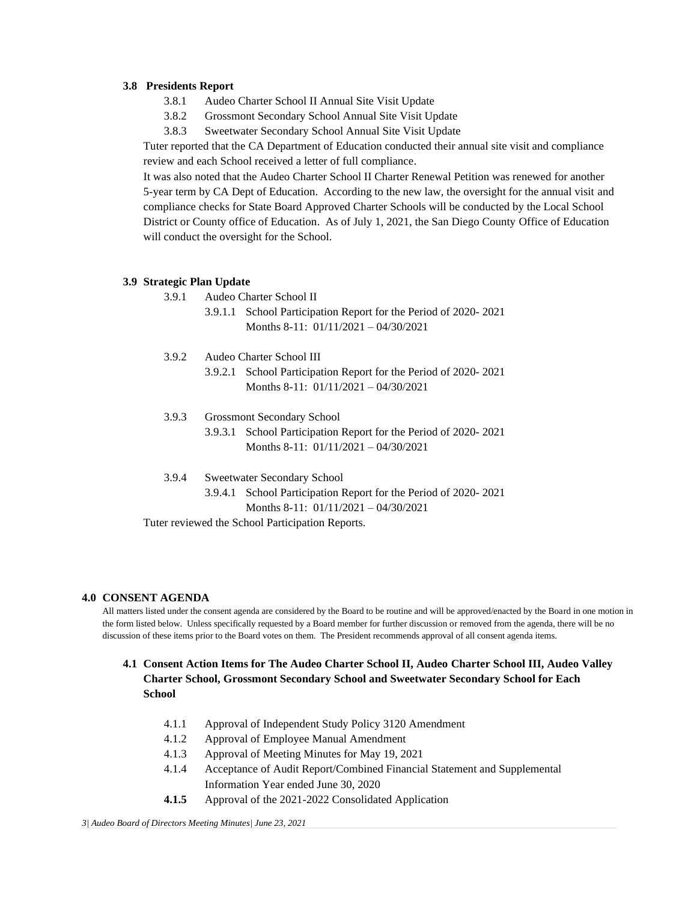### 3.8 Presidents Report

- 3.8.1 Audeo Charter School II Annual Site Visit Update
- 3.8.2 Grossmont Secondary School Annual Site Visit Update
- 3.8.3 Sweetwater Secondary School Annual Site Visit Update

Tuter reported that the CA Department of Education conducted their annual site visit and compliance review and each School received a letter of full compliance.

It was also noted that the Audeo Charter School II Charter Renewal Petition was renewed for another 5-year term by CA Dept of Education. According to the new law, the oversight for the annual visit and compliance checks for State Board Approved Charter Schools will be conducted by the Local School District or County office of Education. As of July 1, 2021, the San Diego County Office of Education will conduct the oversight for the School.

### 3.9 Strategic Plan Update

- 3.9.1 Audeo Charter School II
  - 3.9.1.1 School Participation Report for the Period of 2020- 2021 Months 8-11: 01/11/2021 – 04/30/2021
- 3.9.2 Audeo Charter School III
  - 3.9.2.1 School Participation Report for the Period of 2020- 2021 Months 8-11: 01/11/2021 – 04/30/2021
- 3.9.3 Grossmont Secondary School
  - 3.9.3.1 School Participation Report for the Period of 2020- 2021 Months 8-11: 01/11/2021 – 04/30/2021
- 3.9.4 Sweetwater Secondary School
  - 3.9.4.1 School Participation Report for the Period of 2020- 2021 Months 8-11: 01/11/2021 – 04/30/2021

Tuter reviewed the School Participation Reports.

## 4.0 CONSENT AGENDA

All matters listed under the consent agenda are considered by the Board to be routine and will be approved/enacted by the Board in one motion in the form listed below. Unless specifically requested by a Board member for further discussion or removed from the agenda, there will be no discussion of these items prior to the Board votes on them. The President recommends approval of all consent agenda items.

### 4.1 Consent Action Items for The Audeo Charter School II, Audeo Charter School III, Audeo Valley Charter School, Grossmont Secondary School and Sweetwater Secondary School for Each School

- 4.1.1 Approval of Independent Study Policy 3120 Amendment
- 4.1.2 Approval of Employee Manual Amendment
- 4.1.3 Approval of Meeting Minutes for May 19, 2021
- 4.1.4 Acceptance of Audit Report/Combined Financial Statement and Supplemental Information Year ended June 30, 2020
- **4.1.5** Approval of the 2021-2022 Consolidated Application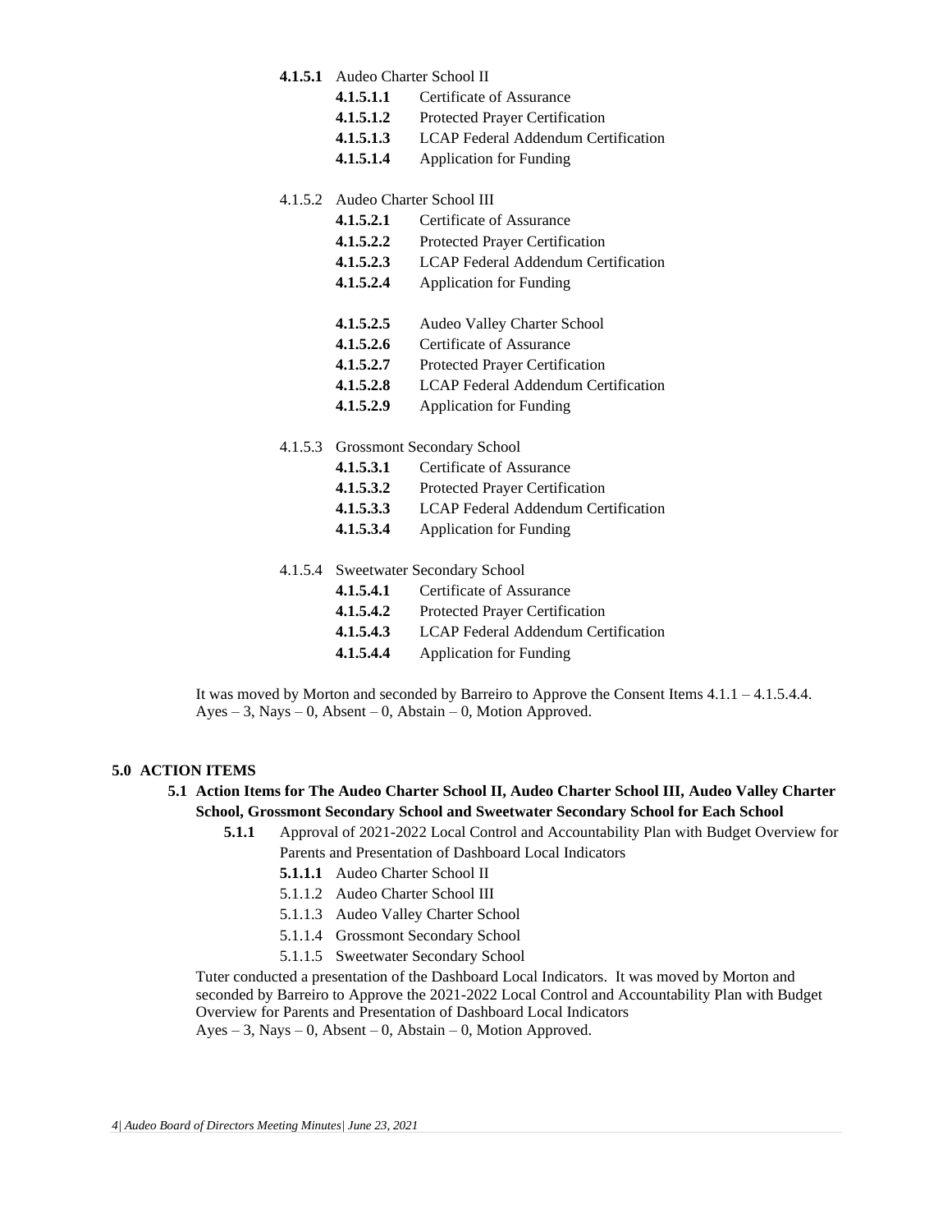- **4.1.5.1** Audeo Charter School II
  - **4.1.5.1.1** Certificate of Assurance
  - **4.1.5.1.2** Protected Prayer Certification
  - **4.1.5.1.3** LCAP Federal Addendum Certification
  - **4.1.5.1.4** Application for Funding

- 4.1.5.2 Audeo Charter School III
  - **4.1.5.2.1** Certificate of Assurance
  - **4.1.5.2.2** Protected Prayer Certification
  - **4.1.5.2.3** LCAP Federal Addendum Certification
  - **4.1.5.2.4** Application for Funding

  - **4.1.5.2.5** Audeo Valley Charter School
  - **4.1.5.2.6** Certificate of Assurance
  - **4.1.5.2.7** Protected Prayer Certification
  - **4.1.5.2.8** LCAP Federal Addendum Certification
  - **4.1.5.2.9** Application for Funding

- 4.1.5.3 Grossmont Secondary School
  - **4.1.5.3.1** Certificate of Assurance
  - **4.1.5.3.2** Protected Prayer Certification
  - **4.1.5.3.3** LCAP Federal Addendum Certification
  - **4.1.5.3.4** Application for Funding

- 4.1.5.4 Sweetwater Secondary School
  - **4.1.5.4.1** Certificate of Assurance
  - **4.1.5.4.2** Protected Prayer Certification
  - **4.1.5.4.3** LCAP Federal Addendum Certification
  - **4.1.5.4.4** Application for Funding

It was moved by Morton and seconded by Barreiro to Approve the Consent Items 4.1.1 – 4.1.5.4.4.
Ayes – 3, Nays – 0, Absent – 0, Abstain – 0, Motion Approved.

## 5.0 ACTION ITEMS

### 5.1 Action Items for The Audeo Charter School II, Audeo Charter School III, Audeo Valley Charter School, Grossmont Secondary School and Sweetwater Secondary School for Each School

- **5.1.1** Approval of 2021-2022 Local Control and Accountability Plan with Budget Overview for Parents and Presentation of Dashboard Local Indicators
  - **5.1.1.1** Audeo Charter School II
  - 5.1.1.2 Audeo Charter School III
  - 5.1.1.3 Audeo Valley Charter School
  - 5.1.1.4 Grossmont Secondary School
  - 5.1.1.5 Sweetwater Secondary School

Tuter conducted a presentation of the Dashboard Local Indicators. It was moved by Morton and seconded by Barreiro to Approve the 2021-2022 Local Control and Accountability Plan with Budget Overview for Parents and Presentation of Dashboard Local Indicators
Ayes – 3, Nays – 0, Absent – 0, Abstain – 0, Motion Approved.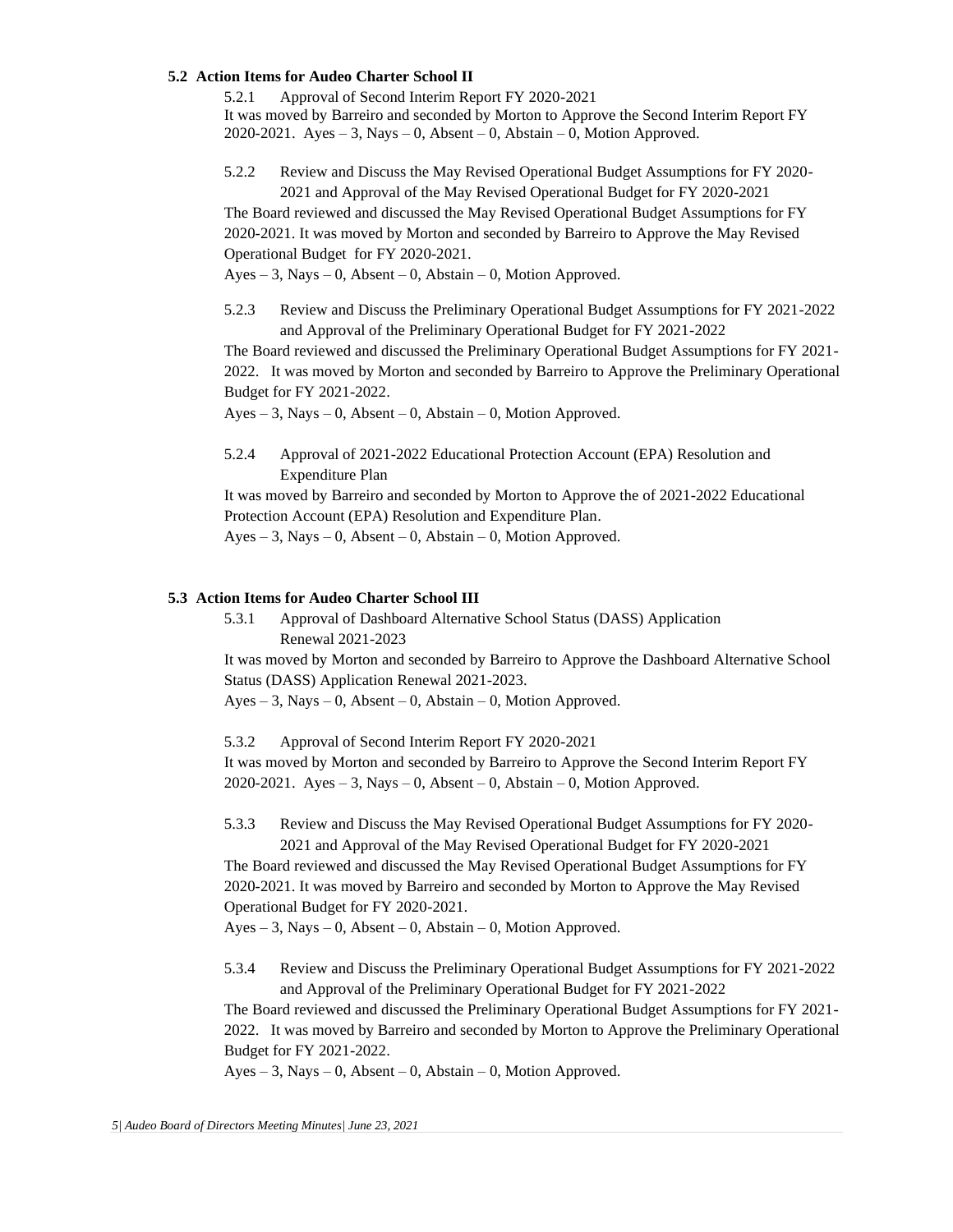**5.2 Action Items for Audeo Charter School II**

5.2.1 Approval of Second Interim Report FY 2020-2021

It was moved by Barreiro and seconded by Morton to Approve the Second Interim Report FY 2020-2021. Ayes – 3, Nays – 0, Absent – 0, Abstain – 0, Motion Approved.

5.2.2 Review and Discuss the May Revised Operational Budget Assumptions for FY 2020-2021 and Approval of the May Revised Operational Budget for FY 2020-2021

The Board reviewed and discussed the May Revised Operational Budget Assumptions for FY 2020-2021. It was moved by Morton and seconded by Barreiro to Approve the May Revised Operational Budget for FY 2020-2021.

Ayes – 3, Nays – 0, Absent – 0, Abstain – 0, Motion Approved.

5.2.3 Review and Discuss the Preliminary Operational Budget Assumptions for FY 2021-2022 and Approval of the Preliminary Operational Budget for FY 2021-2022

The Board reviewed and discussed the Preliminary Operational Budget Assumptions for FY 2021-2022. It was moved by Morton and seconded by Barreiro to Approve the Preliminary Operational Budget for FY 2021-2022.

Ayes – 3, Nays – 0, Absent – 0, Abstain – 0, Motion Approved.

5.2.4 Approval of 2021-2022 Educational Protection Account (EPA) Resolution and Expenditure Plan

It was moved by Barreiro and seconded by Morton to Approve the of 2021-2022 Educational Protection Account (EPA) Resolution and Expenditure Plan.

Ayes – 3, Nays – 0, Absent – 0, Abstain – 0, Motion Approved.

**5.3 Action Items for Audeo Charter School III**

5.3.1 Approval of Dashboard Alternative School Status (DASS) Application Renewal 2021-2023

It was moved by Morton and seconded by Barreiro to Approve the Dashboard Alternative School Status (DASS) Application Renewal 2021-2023.

Ayes – 3, Nays – 0, Absent – 0, Abstain – 0, Motion Approved.

5.3.2 Approval of Second Interim Report FY 2020-2021

It was moved by Morton and seconded by Barreiro to Approve the Second Interim Report FY 2020-2021. Ayes – 3, Nays – 0, Absent – 0, Abstain – 0, Motion Approved.

5.3.3 Review and Discuss the May Revised Operational Budget Assumptions for FY 2020-2021 and Approval of the May Revised Operational Budget for FY 2020-2021

The Board reviewed and discussed the May Revised Operational Budget Assumptions for FY 2020-2021. It was moved by Barreiro and seconded by Morton to Approve the May Revised Operational Budget for FY 2020-2021.

Ayes – 3, Nays – 0, Absent – 0, Abstain – 0, Motion Approved.

5.3.4 Review and Discuss the Preliminary Operational Budget Assumptions for FY 2021-2022 and Approval of the Preliminary Operational Budget for FY 2021-2022

The Board reviewed and discussed the Preliminary Operational Budget Assumptions for FY 2021-2022. It was moved by Barreiro and seconded by Morton to Approve the Preliminary Operational Budget for FY 2021-2022.

Ayes – 3, Nays – 0, Absent – 0, Abstain – 0, Motion Approved.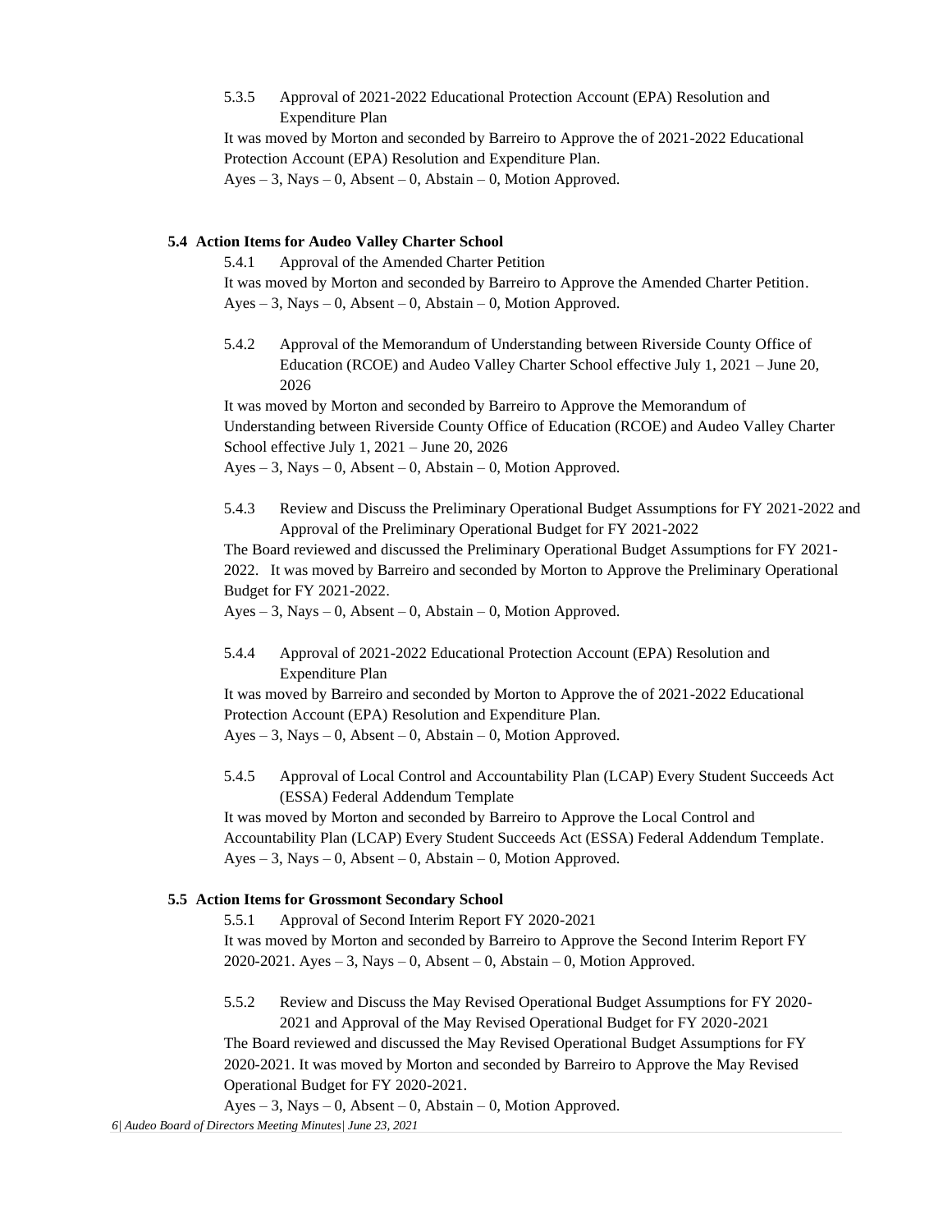5.3.5 Approval of 2021-2022 Educational Protection Account (EPA) Resolution and Expenditure Plan

It was moved by Morton and seconded by Barreiro to Approve the of 2021-2022 Educational Protection Account (EPA) Resolution and Expenditure Plan.
Ayes – 3, Nays – 0, Absent – 0, Abstain – 0, Motion Approved.

### 5.4 Action Items for Audeo Valley Charter School

5.4.1 Approval of the Amended Charter Petition

It was moved by Morton and seconded by Barreiro to Approve the Amended Charter Petition.
Ayes – 3, Nays – 0, Absent – 0, Abstain – 0, Motion Approved.

5.4.2 Approval of the Memorandum of Understanding between Riverside County Office of Education (RCOE) and Audeo Valley Charter School effective July 1, 2021 – June 20, 2026

It was moved by Morton and seconded by Barreiro to Approve the Memorandum of Understanding between Riverside County Office of Education (RCOE) and Audeo Valley Charter School effective July 1, 2021 – June 20, 2026
Ayes – 3, Nays – 0, Absent – 0, Abstain – 0, Motion Approved.

5.4.3 Review and Discuss the Preliminary Operational Budget Assumptions for FY 2021-2022 and Approval of the Preliminary Operational Budget for FY 2021-2022

The Board reviewed and discussed the Preliminary Operational Budget Assumptions for FY 2021-2022. It was moved by Barreiro and seconded by Morton to Approve the Preliminary Operational Budget for FY 2021-2022.
Ayes – 3, Nays – 0, Absent – 0, Abstain – 0, Motion Approved.

5.4.4 Approval of 2021-2022 Educational Protection Account (EPA) Resolution and Expenditure Plan

It was moved by Barreiro and seconded by Morton to Approve the of 2021-2022 Educational Protection Account (EPA) Resolution and Expenditure Plan.
Ayes – 3, Nays – 0, Absent – 0, Abstain – 0, Motion Approved.

5.4.5 Approval of Local Control and Accountability Plan (LCAP) Every Student Succeeds Act (ESSA) Federal Addendum Template

It was moved by Morton and seconded by Barreiro to Approve the Local Control and Accountability Plan (LCAP) Every Student Succeeds Act (ESSA) Federal Addendum Template.
Ayes – 3, Nays – 0, Absent – 0, Abstain – 0, Motion Approved.

### 5.5 Action Items for Grossmont Secondary School

5.5.1 Approval of Second Interim Report FY 2020-2021

It was moved by Morton and seconded by Barreiro to Approve the Second Interim Report FY 2020-2021. Ayes – 3, Nays – 0, Absent – 0, Abstain – 0, Motion Approved.

5.5.2 Review and Discuss the May Revised Operational Budget Assumptions for FY 2020-2021 and Approval of the May Revised Operational Budget for FY 2020-2021

The Board reviewed and discussed the May Revised Operational Budget Assumptions for FY 2020-2021. It was moved by Morton and seconded by Barreiro to Approve the May Revised Operational Budget for FY 2020-2021.
Ayes – 3, Nays – 0, Absent – 0, Abstain – 0, Motion Approved.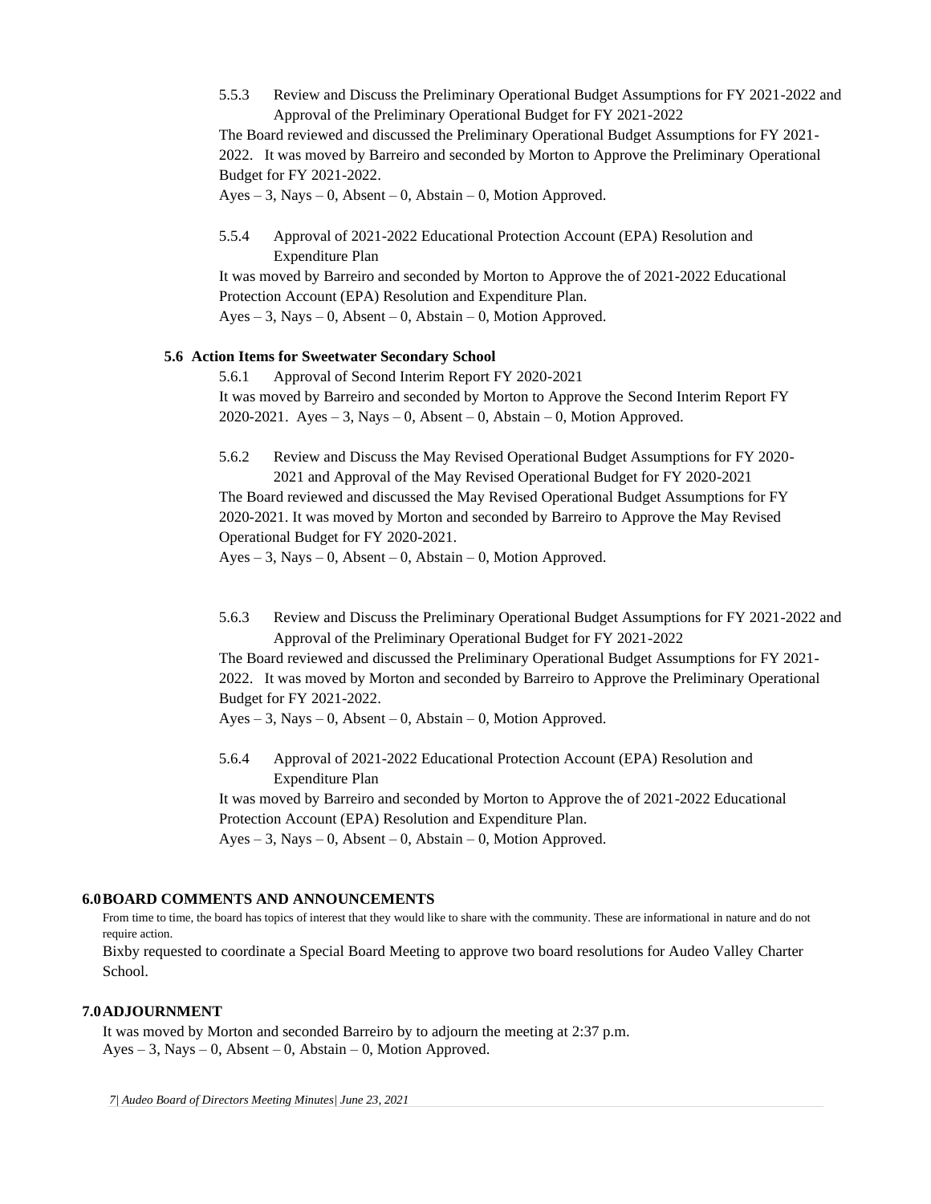5.5.3 Review and Discuss the Preliminary Operational Budget Assumptions for FY 2021-2022 and Approval of the Preliminary Operational Budget for FY 2021-2022

The Board reviewed and discussed the Preliminary Operational Budget Assumptions for FY 2021-2022. It was moved by Barreiro and seconded by Morton to Approve the Preliminary Operational Budget for FY 2021-2022.

Ayes – 3, Nays – 0, Absent – 0, Abstain – 0, Motion Approved.

5.5.4 Approval of 2021-2022 Educational Protection Account (EPA) Resolution and Expenditure Plan

It was moved by Barreiro and seconded by Morton to Approve the of 2021-2022 Educational Protection Account (EPA) Resolution and Expenditure Plan.

Ayes – 3, Nays – 0, Absent – 0, Abstain – 0, Motion Approved.

**5.6 Action Items for Sweetwater Secondary School**

5.6.1 Approval of Second Interim Report FY 2020-2021

It was moved by Barreiro and seconded by Morton to Approve the Second Interim Report FY 2020-2021. Ayes – 3, Nays – 0, Absent – 0, Abstain – 0, Motion Approved.

5.6.2 Review and Discuss the May Revised Operational Budget Assumptions for FY 2020-2021 and Approval of the May Revised Operational Budget for FY 2020-2021

The Board reviewed and discussed the May Revised Operational Budget Assumptions for FY 2020-2021. It was moved by Morton and seconded by Barreiro to Approve the May Revised Operational Budget for FY 2020-2021.

Ayes – 3, Nays – 0, Absent – 0, Abstain – 0, Motion Approved.

5.6.3 Review and Discuss the Preliminary Operational Budget Assumptions for FY 2021-2022 and Approval of the Preliminary Operational Budget for FY 2021-2022

The Board reviewed and discussed the Preliminary Operational Budget Assumptions for FY 2021-2022. It was moved by Morton and seconded by Barreiro to Approve the Preliminary Operational Budget for FY 2021-2022.

Ayes – 3, Nays – 0, Absent – 0, Abstain – 0, Motion Approved.

5.6.4 Approval of 2021-2022 Educational Protection Account (EPA) Resolution and Expenditure Plan

It was moved by Barreiro and seconded by Morton to Approve the of 2021-2022 Educational Protection Account (EPA) Resolution and Expenditure Plan.

Ayes – 3, Nays – 0, Absent – 0, Abstain – 0, Motion Approved.

## 6.0 BOARD COMMENTS AND ANNOUNCEMENTS

From time to time, the board has topics of interest that they would like to share with the community. These are informational in nature and do not require action.

Bixby requested to coordinate a Special Board Meeting to approve two board resolutions for Audeo Valley Charter School.

## 7.0 ADJOURNMENT

It was moved by Morton and seconded Barreiro by to adjourn the meeting at 2:37 p.m.

Ayes – 3, Nays – 0, Absent – 0, Abstain – 0, Motion Approved.